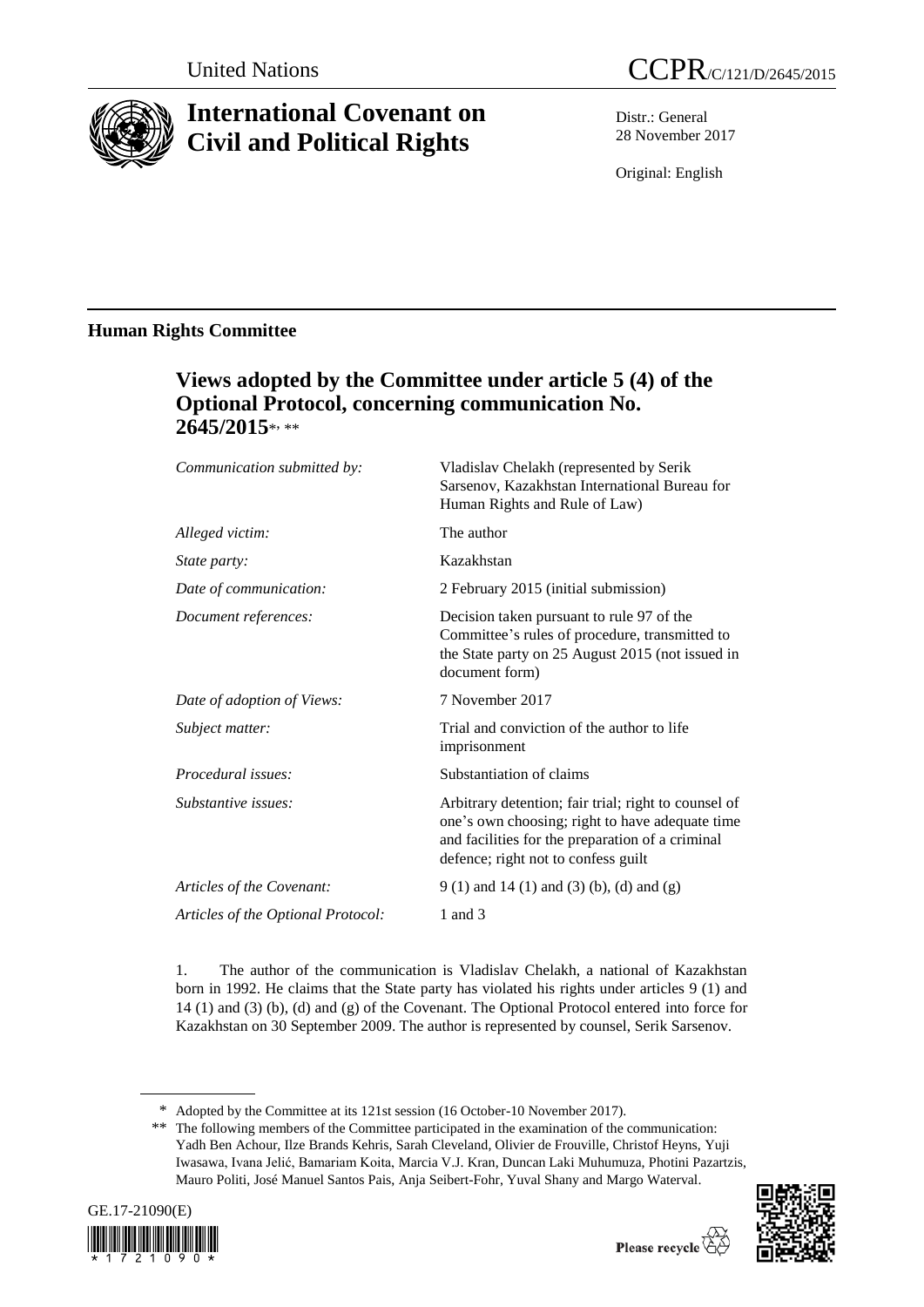United Nations CCPR/C/121/D/2645/2015

# International Covenant on Civil and Political Rights

Distr.: General
28 November 2017

Original: English

## Human Rights Committee

### Views adopted by the Committee under article 5 (4) of the Optional Protocol, concerning communication No. 2645/2015*, **

| | |
|---|---|
| *Communication submitted by:* | Vladislav Chelakh (represented by Serik Sarsenov, Kazakhstan International Bureau for Human Rights and Rule of Law) |
| *Alleged victim:* | The author |
| *State party:* | Kazakhstan |
| *Date of communication:* | 2 February 2015 (initial submission) |
| *Document references:* | Decision taken pursuant to rule 97 of the Committee's rules of procedure, transmitted to the State party on 25 August 2015 (not issued in document form) |
| *Date of adoption of Views:* | 7 November 2017 |
| *Subject matter:* | Trial and conviction of the author to life imprisonment |
| *Procedural issues:* | Substantiation of claims |
| *Substantive issues:* | Arbitrary detention; fair trial; right to counsel of one's own choosing; right to have adequate time and facilities for the preparation of a criminal defence; right not to confess guilt |
| *Articles of the Covenant:* | 9 (1) and 14 (1) and (3) (b), (d) and (g) |
| *Articles of the Optional Protocol:* | 1 and 3 |

1. The author of the communication is Vladislav Chelakh, a national of Kazakhstan born in 1992. He claims that the State party has violated his rights under articles 9 (1) and 14 (1) and (3) (b), (d) and (g) of the Covenant. The Optional Protocol entered into force for Kazakhstan on 30 September 2009. The author is represented by counsel, Serik Sarsenov.

---

\* Adopted by the Committee at its 121st session (16 October-10 November 2017).

\*\* The following members of the Committee participated in the examination of the communication: Yadh Ben Achour, Ilze Brands Kehris, Sarah Cleveland, Olivier de Frouville, Christof Heyns, Yuji Iwasawa, Ivana Jelić, Bamariam Koita, Marcia V.J. Kran, Duncan Laki Muhumuza, Photini Pazartzis, Mauro Politi, José Manuel Santos Pais, Anja Seibert-Fohr, Yuval Shany and Margo Waterval.

GE.17-21090(E)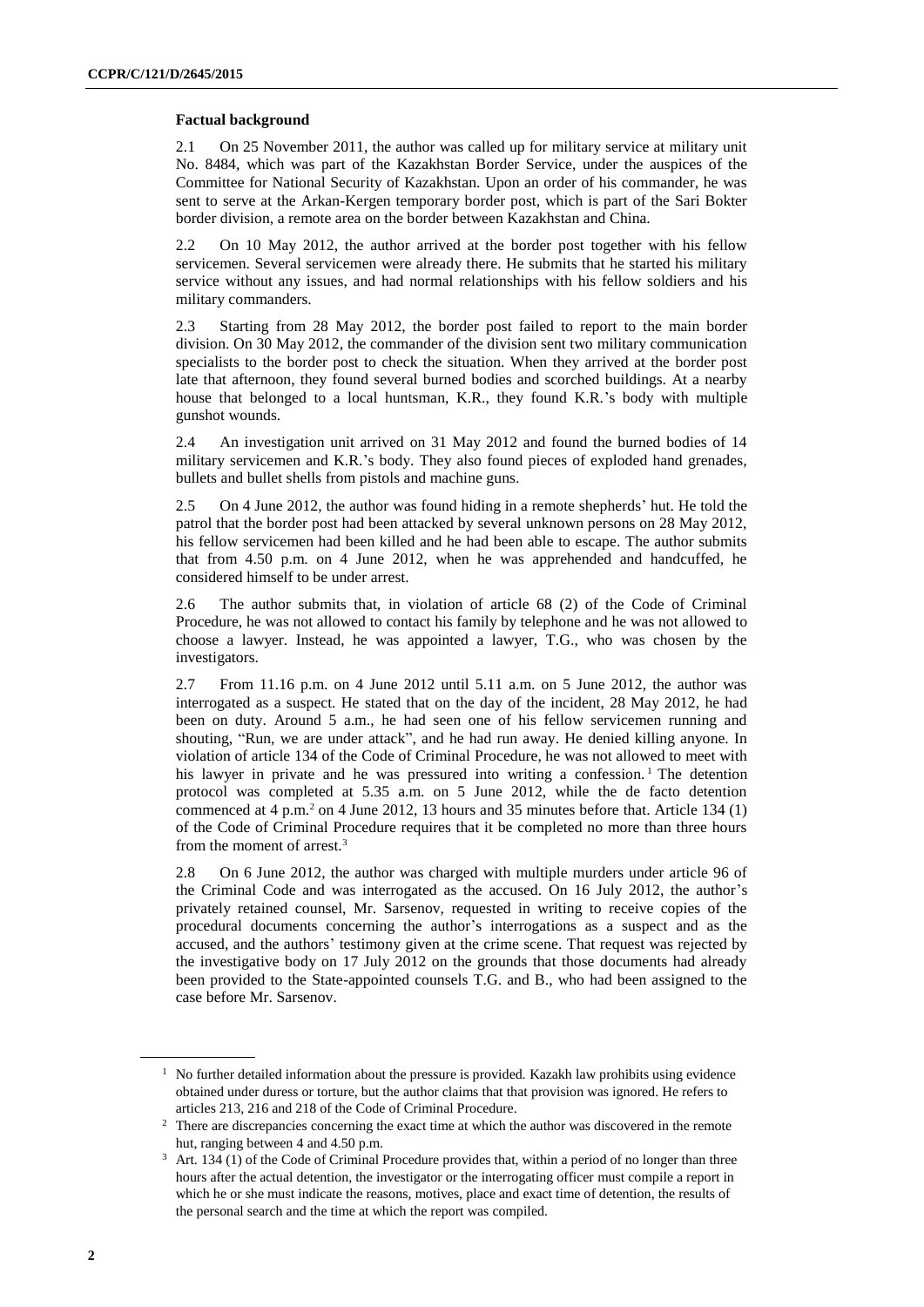### Factual background

2.1 On 25 November 2011, the author was called up for military service at military unit No. 8484, which was part of the Kazakhstan Border Service, under the auspices of the Committee for National Security of Kazakhstan. Upon an order of his commander, he was sent to serve at the Arkan-Kergen temporary border post, which is part of the Sari Bokter border division, a remote area on the border between Kazakhstan and China.

2.2 On 10 May 2012, the author arrived at the border post together with his fellow servicemen. Several servicemen were already there. He submits that he started his military service without any issues, and had normal relationships with his fellow soldiers and his military commanders.

2.3 Starting from 28 May 2012, the border post failed to report to the main border division. On 30 May 2012, the commander of the division sent two military communication specialists to the border post to check the situation. When they arrived at the border post late that afternoon, they found several burned bodies and scorched buildings. At a nearby house that belonged to a local huntsman, K.R., they found K.R.'s body with multiple gunshot wounds.

2.4 An investigation unit arrived on 31 May 2012 and found the burned bodies of 14 military servicemen and K.R.'s body. They also found pieces of exploded hand grenades, bullets and bullet shells from pistols and machine guns.

2.5 On 4 June 2012, the author was found hiding in a remote shepherds' hut. He told the patrol that the border post had been attacked by several unknown persons on 28 May 2012, his fellow servicemen had been killed and he had been able to escape. The author submits that from 4.50 p.m. on 4 June 2012, when he was apprehended and handcuffed, he considered himself to be under arrest.

2.6 The author submits that, in violation of article 68 (2) of the Code of Criminal Procedure, he was not allowed to contact his family by telephone and he was not allowed to choose a lawyer. Instead, he was appointed a lawyer, T.G., who was chosen by the investigators.

2.7 From 11.16 p.m. on 4 June 2012 until 5.11 a.m. on 5 June 2012, the author was interrogated as a suspect. He stated that on the day of the incident, 28 May 2012, he had been on duty. Around 5 a.m., he had seen one of his fellow servicemen running and shouting, "Run, we are under attack", and he had run away. He denied killing anyone. In violation of article 134 of the Code of Criminal Procedure, he was not allowed to meet with his lawyer in private and he was pressured into writing a confession.[1] The detention protocol was completed at 5.35 a.m. on 5 June 2012, while the de facto detention commenced at 4 p.m.[2] on 4 June 2012, 13 hours and 35 minutes before that. Article 134 (1) of the Code of Criminal Procedure requires that it be completed no more than three hours from the moment of arrest.[3]

2.8 On 6 June 2012, the author was charged with multiple murders under article 96 of the Criminal Code and was interrogated as the accused. On 16 July 2012, the author's privately retained counsel, Mr. Sarsenov, requested in writing to receive copies of the procedural documents concerning the author's interrogations as a suspect and as the accused, and the authors' testimony given at the crime scene. That request was rejected by the investigative body on 17 July 2012 on the grounds that those documents had already been provided to the State-appointed counsels T.G. and B., who had been assigned to the case before Mr. Sarsenov.

---

[1] No further detailed information about the pressure is provided. Kazakh law prohibits using evidence obtained under duress or torture, but the author claims that that provision was ignored. He refers to articles 213, 216 and 218 of the Code of Criminal Procedure.

[2] There are discrepancies concerning the exact time at which the author was discovered in the remote hut, ranging between 4 and 4.50 p.m.

[3] Art. 134 (1) of the Code of Criminal Procedure provides that, within a period of no longer than three hours after the actual detention, the investigator or the interrogating officer must compile a report in which he or she must indicate the reasons, motives, place and exact time of detention, the results of the personal search and the time at which the report was compiled.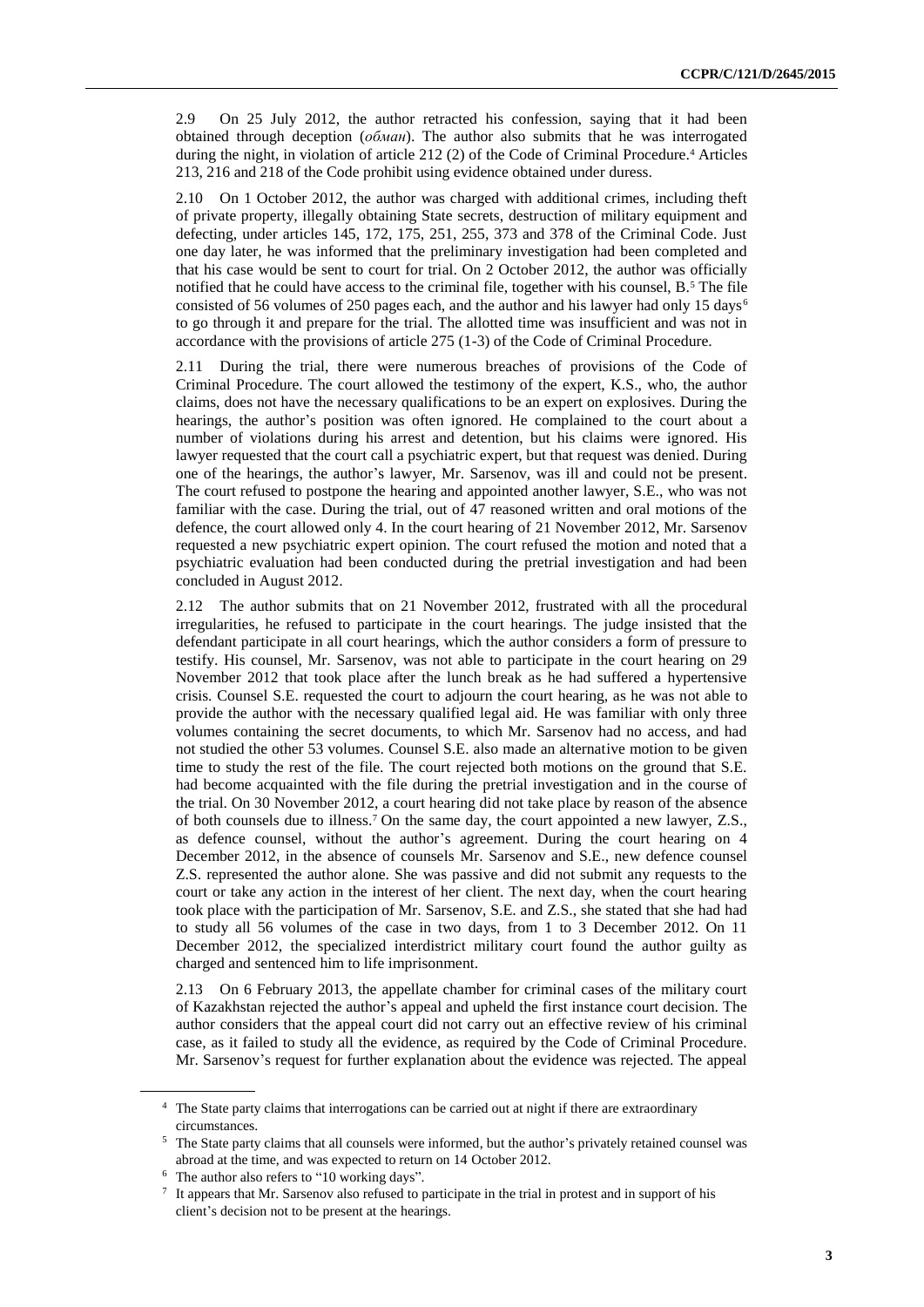2.9 On 25 July 2012, the author retracted his confession, saying that it had been obtained through deception (*обман*). The author also submits that he was interrogated during the night, in violation of article 212 (2) of the Code of Criminal Procedure.[4] Articles 213, 216 and 218 of the Code prohibit using evidence obtained under duress.

2.10 On 1 October 2012, the author was charged with additional crimes, including theft of private property, illegally obtaining State secrets, destruction of military equipment and defecting, under articles 145, 172, 175, 251, 255, 373 and 378 of the Criminal Code. Just one day later, he was informed that the preliminary investigation had been completed and that his case would be sent to court for trial. On 2 October 2012, the author was officially notified that he could have access to the criminal file, together with his counsel, B.[5] The file consisted of 56 volumes of 250 pages each, and the author and his lawyer had only 15 days[6] to go through it and prepare for the trial. The allotted time was insufficient and was not in accordance with the provisions of article 275 (1-3) of the Code of Criminal Procedure.

2.11 During the trial, there were numerous breaches of provisions of the Code of Criminal Procedure. The court allowed the testimony of the expert, K.S., who, the author claims, does not have the necessary qualifications to be an expert on explosives. During the hearings, the author's position was often ignored. He complained to the court about a number of violations during his arrest and detention, but his claims were ignored. His lawyer requested that the court call a psychiatric expert, but that request was denied. During one of the hearings, the author's lawyer, Mr. Sarsenov, was ill and could not be present. The court refused to postpone the hearing and appointed another lawyer, S.E., who was not familiar with the case. During the trial, out of 47 reasoned written and oral motions of the defence, the court allowed only 4. In the court hearing of 21 November 2012, Mr. Sarsenov requested a new psychiatric expert opinion. The court refused the motion and noted that a psychiatric evaluation had been conducted during the pretrial investigation and had been concluded in August 2012.

2.12 The author submits that on 21 November 2012, frustrated with all the procedural irregularities, he refused to participate in the court hearings. The judge insisted that the defendant participate in all court hearings, which the author considers a form of pressure to testify. His counsel, Mr. Sarsenov, was not able to participate in the court hearing on 29 November 2012 that took place after the lunch break as he had suffered a hypertensive crisis. Counsel S.E. requested the court to adjourn the court hearing, as he was not able to provide the author with the necessary qualified legal aid. He was familiar with only three volumes containing the secret documents, to which Mr. Sarsenov had no access, and had not studied the other 53 volumes. Counsel S.E. also made an alternative motion to be given time to study the rest of the file. The court rejected both motions on the ground that S.E. had become acquainted with the file during the pretrial investigation and in the course of the trial. On 30 November 2012, a court hearing did not take place by reason of the absence of both counsels due to illness.[7] On the same day, the court appointed a new lawyer, Z.S., as defence counsel, without the author's agreement. During the court hearing on 4 December 2012, in the absence of counsels Mr. Sarsenov and S.E., new defence counsel Z.S. represented the author alone. She was passive and did not submit any requests to the court or take any action in the interest of her client. The next day, when the court hearing took place with the participation of Mr. Sarsenov, S.E. and Z.S., she stated that she had had to study all 56 volumes of the case in two days, from 1 to 3 December 2012. On 11 December 2012, the specialized interdistrict military court found the author guilty as charged and sentenced him to life imprisonment.

2.13 On 6 February 2013, the appellate chamber for criminal cases of the military court of Kazakhstan rejected the author's appeal and upheld the first instance court decision. The author considers that the appeal court did not carry out an effective review of his criminal case, as it failed to study all the evidence, as required by the Code of Criminal Procedure. Mr. Sarsenov's request for further explanation about the evidence was rejected. The appeal

---

[4] The State party claims that interrogations can be carried out at night if there are extraordinary circumstances.

[5] The State party claims that all counsels were informed, but the author's privately retained counsel was abroad at the time, and was expected to return on 14 October 2012.

[6] The author also refers to "10 working days".

[7] It appears that Mr. Sarsenov also refused to participate in the trial in protest and in support of his client's decision not to be present at the hearings.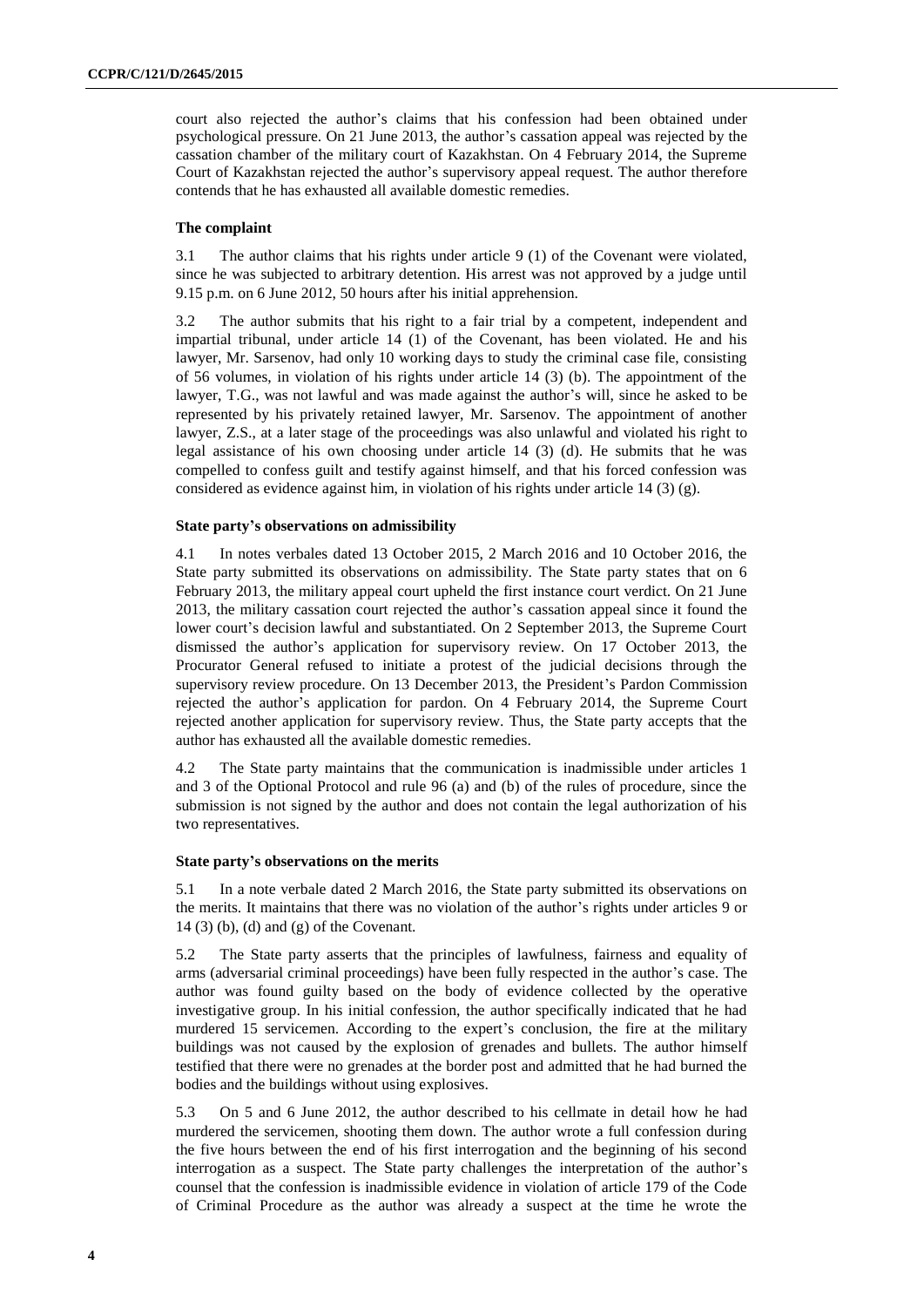court also rejected the author's claims that his confession had been obtained under psychological pressure. On 21 June 2013, the author's cassation appeal was rejected by the cassation chamber of the military court of Kazakhstan. On 4 February 2014, the Supreme Court of Kazakhstan rejected the author's supervisory appeal request. The author therefore contends that he has exhausted all available domestic remedies.

### The complaint

3.1 The author claims that his rights under article 9 (1) of the Covenant were violated, since he was subjected to arbitrary detention. His arrest was not approved by a judge until 9.15 p.m. on 6 June 2012, 50 hours after his initial apprehension.

3.2 The author submits that his right to a fair trial by a competent, independent and impartial tribunal, under article 14 (1) of the Covenant, has been violated. He and his lawyer, Mr. Sarsenov, had only 10 working days to study the criminal case file, consisting of 56 volumes, in violation of his rights under article 14 (3) (b). The appointment of the lawyer, T.G., was not lawful and was made against the author's will, since he asked to be represented by his privately retained lawyer, Mr. Sarsenov. The appointment of another lawyer, Z.S., at a later stage of the proceedings was also unlawful and violated his right to legal assistance of his own choosing under article 14 (3) (d). He submits that he was compelled to confess guilt and testify against himself, and that his forced confession was considered as evidence against him, in violation of his rights under article 14 (3) (g).

### State party's observations on admissibility

4.1 In notes verbales dated 13 October 2015, 2 March 2016 and 10 October 2016, the State party submitted its observations on admissibility. The State party states that on 6 February 2013, the military appeal court upheld the first instance court verdict. On 21 June 2013, the military cassation court rejected the author's cassation appeal since it found the lower court's decision lawful and substantiated. On 2 September 2013, the Supreme Court dismissed the author's application for supervisory review. On 17 October 2013, the Procurator General refused to initiate a protest of the judicial decisions through the supervisory review procedure. On 13 December 2013, the President's Pardon Commission rejected the author's application for pardon. On 4 February 2014, the Supreme Court rejected another application for supervisory review. Thus, the State party accepts that the author has exhausted all the available domestic remedies.

4.2 The State party maintains that the communication is inadmissible under articles 1 and 3 of the Optional Protocol and rule 96 (a) and (b) of the rules of procedure, since the submission is not signed by the author and does not contain the legal authorization of his two representatives.

### State party's observations on the merits

5.1 In a note verbale dated 2 March 2016, the State party submitted its observations on the merits. It maintains that there was no violation of the author's rights under articles 9 or 14 (3) (b), (d) and (g) of the Covenant.

5.2 The State party asserts that the principles of lawfulness, fairness and equality of arms (adversarial criminal proceedings) have been fully respected in the author's case. The author was found guilty based on the body of evidence collected by the operative investigative group. In his initial confession, the author specifically indicated that he had murdered 15 servicemen. According to the expert's conclusion, the fire at the military buildings was not caused by the explosion of grenades and bullets. The author himself testified that there were no grenades at the border post and admitted that he had burned the bodies and the buildings without using explosives.

5.3 On 5 and 6 June 2012, the author described to his cellmate in detail how he had murdered the servicemen, shooting them down. The author wrote a full confession during the five hours between the end of his first interrogation and the beginning of his second interrogation as a suspect. The State party challenges the interpretation of the author's counsel that the confession is inadmissible evidence in violation of article 179 of the Code of Criminal Procedure as the author was already a suspect at the time he wrote the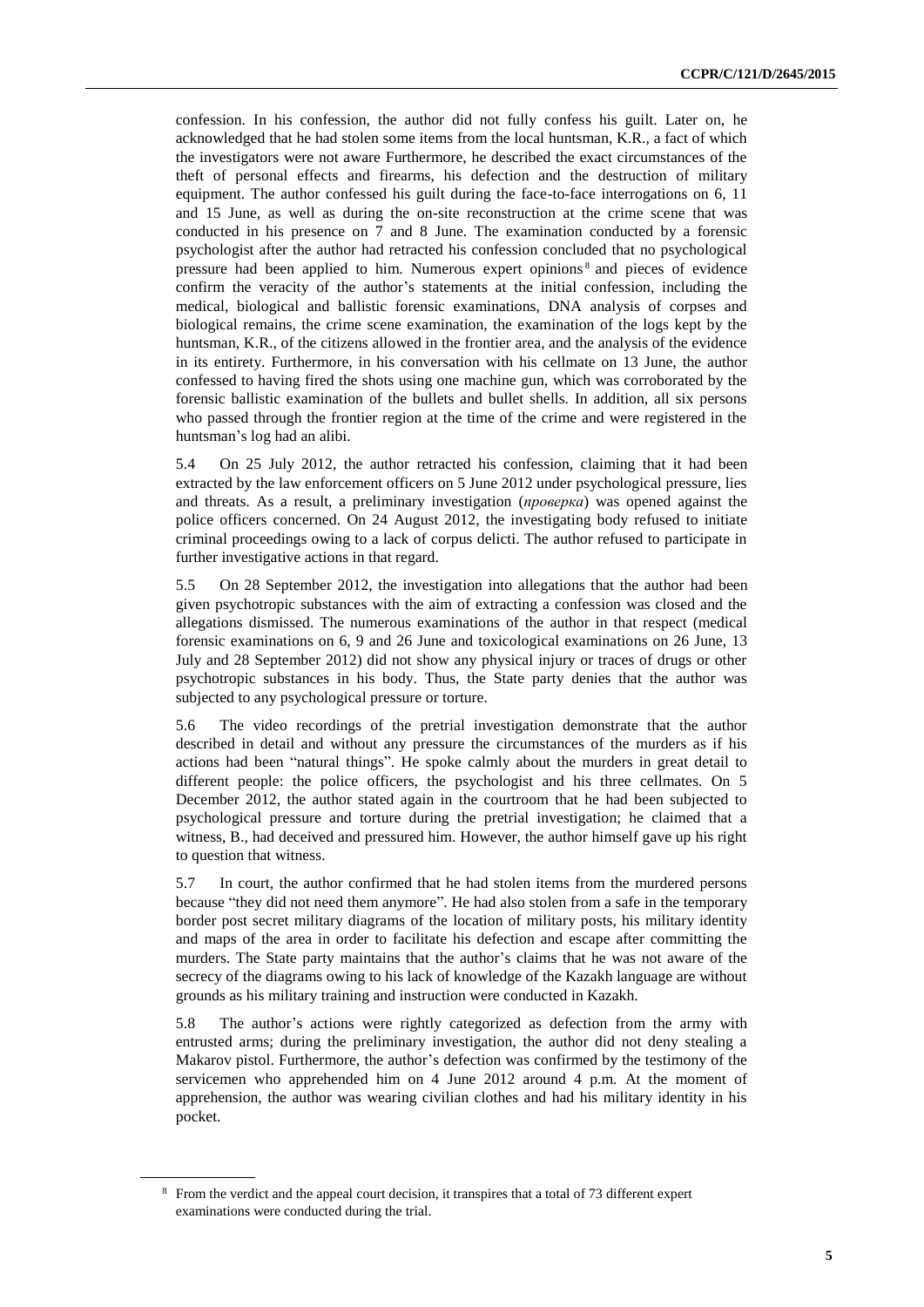confession. In his confession, the author did not fully confess his guilt. Later on, he acknowledged that he had stolen some items from the local huntsman, K.R., a fact of which the investigators were not aware Furthermore, he described the exact circumstances of the theft of personal effects and firearms, his defection and the destruction of military equipment. The author confessed his guilt during the face-to-face interrogations on 6, 11 and 15 June, as well as during the on-site reconstruction at the crime scene that was conducted in his presence on 7 and 8 June. The examination conducted by a forensic psychologist after the author had retracted his confession concluded that no psychological pressure had been applied to him. Numerous expert opinions[8] and pieces of evidence confirm the veracity of the author's statements at the initial confession, including the medical, biological and ballistic forensic examinations, DNA analysis of corpses and biological remains, the crime scene examination, the examination of the logs kept by the huntsman, K.R., of the citizens allowed in the frontier area, and the analysis of the evidence in its entirety. Furthermore, in his conversation with his cellmate on 13 June, the author confessed to having fired the shots using one machine gun, which was corroborated by the forensic ballistic examination of the bullets and bullet shells. In addition, all six persons who passed through the frontier region at the time of the crime and were registered in the huntsman's log had an alibi.

5.4 On 25 July 2012, the author retracted his confession, claiming that it had been extracted by the law enforcement officers on 5 June 2012 under psychological pressure, lies and threats. As a result, a preliminary investigation (*проверка*) was opened against the police officers concerned. On 24 August 2012, the investigating body refused to initiate criminal proceedings owing to a lack of corpus delicti. The author refused to participate in further investigative actions in that regard.

5.5 On 28 September 2012, the investigation into allegations that the author had been given psychotropic substances with the aim of extracting a confession was closed and the allegations dismissed. The numerous examinations of the author in that respect (medical forensic examinations on 6, 9 and 26 June and toxicological examinations on 26 June, 13 July and 28 September 2012) did not show any physical injury or traces of drugs or other psychotropic substances in his body. Thus, the State party denies that the author was subjected to any psychological pressure or torture.

5.6 The video recordings of the pretrial investigation demonstrate that the author described in detail and without any pressure the circumstances of the murders as if his actions had been "natural things". He spoke calmly about the murders in great detail to different people: the police officers, the psychologist and his three cellmates. On 5 December 2012, the author stated again in the courtroom that he had been subjected to psychological pressure and torture during the pretrial investigation; he claimed that a witness, B., had deceived and pressured him. However, the author himself gave up his right to question that witness.

5.7 In court, the author confirmed that he had stolen items from the murdered persons because "they did not need them anymore". He had also stolen from a safe in the temporary border post secret military diagrams of the location of military posts, his military identity and maps of the area in order to facilitate his defection and escape after committing the murders. The State party maintains that the author's claims that he was not aware of the secrecy of the diagrams owing to his lack of knowledge of the Kazakh language are without grounds as his military training and instruction were conducted in Kazakh.

5.8 The author's actions were rightly categorized as defection from the army with entrusted arms; during the preliminary investigation, the author did not deny stealing a Makarov pistol. Furthermore, the author's defection was confirmed by the testimony of the servicemen who apprehended him on 4 June 2012 around 4 p.m. At the moment of apprehension, the author was wearing civilian clothes and had his military identity in his pocket.

[8] From the verdict and the appeal court decision, it transpires that a total of 73 different expert examinations were conducted during the trial.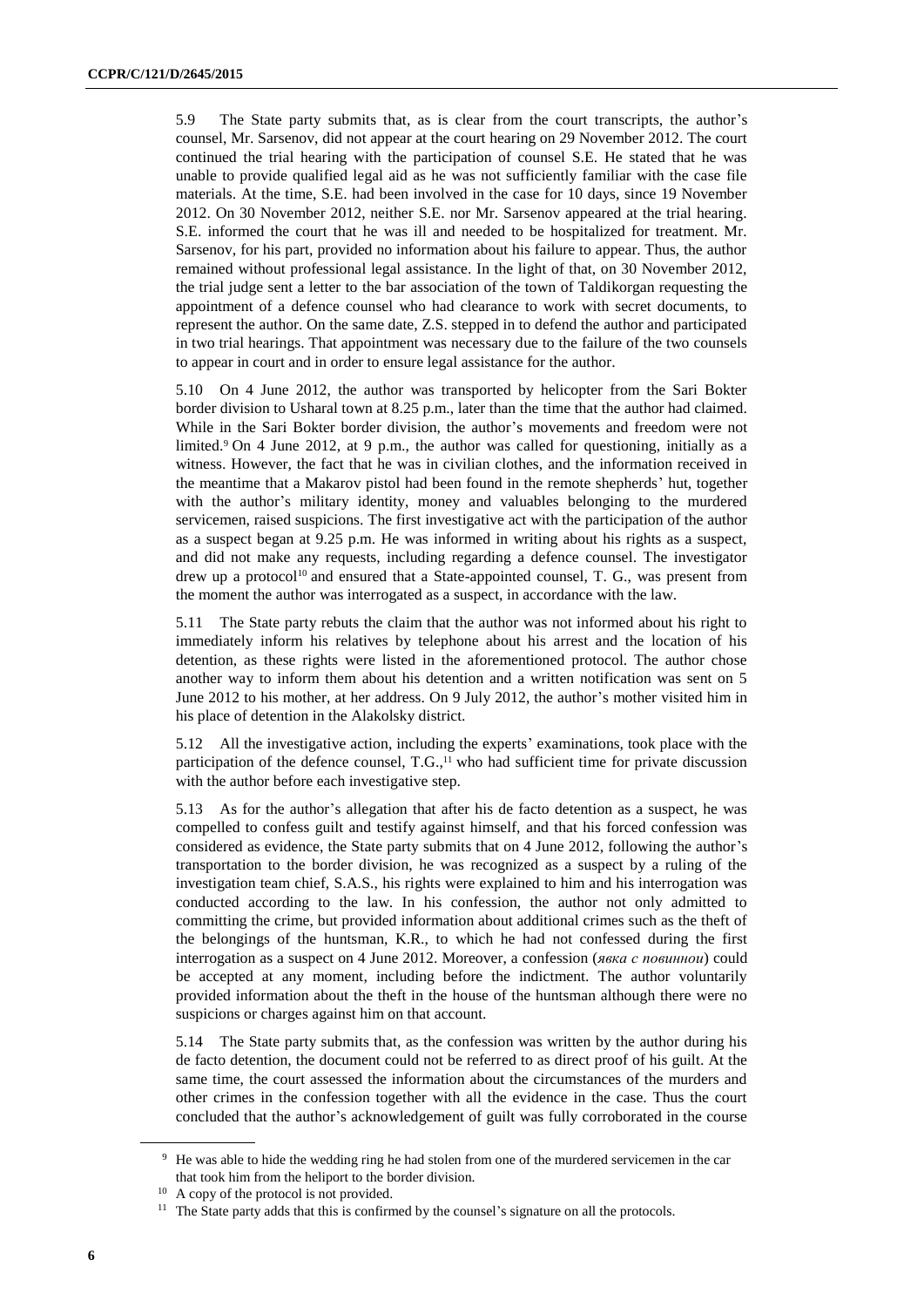5.9 The State party submits that, as is clear from the court transcripts, the author's counsel, Mr. Sarsenov, did not appear at the court hearing on 29 November 2012. The court continued the trial hearing with the participation of counsel S.E. He stated that he was unable to provide qualified legal aid as he was not sufficiently familiar with the case file materials. At the time, S.E. had been involved in the case for 10 days, since 19 November 2012. On 30 November 2012, neither S.E. nor Mr. Sarsenov appeared at the trial hearing. S.E. informed the court that he was ill and needed to be hospitalized for treatment. Mr. Sarsenov, for his part, provided no information about his failure to appear. Thus, the author remained without professional legal assistance. In the light of that, on 30 November 2012, the trial judge sent a letter to the bar association of the town of Taldikorgan requesting the appointment of a defence counsel who had clearance to work with secret documents, to represent the author. On the same date, Z.S. stepped in to defend the author and participated in two trial hearings. That appointment was necessary due to the failure of the two counsels to appear in court and in order to ensure legal assistance for the author.

5.10 On 4 June 2012, the author was transported by helicopter from the Sari Bokter border division to Usharal town at 8.25 p.m., later than the time that the author had claimed. While in the Sari Bokter border division, the author's movements and freedom were not limited.[9] On 4 June 2012, at 9 p.m., the author was called for questioning, initially as a witness. However, the fact that he was in civilian clothes, and the information received in the meantime that a Makarov pistol had been found in the remote shepherds' hut, together with the author's military identity, money and valuables belonging to the murdered servicemen, raised suspicions. The first investigative act with the participation of the author as a suspect began at 9.25 p.m. He was informed in writing about his rights as a suspect, and did not make any requests, including regarding a defence counsel. The investigator drew up a protocol[10] and ensured that a State-appointed counsel, T. G., was present from the moment the author was interrogated as a suspect, in accordance with the law.

5.11 The State party rebuts the claim that the author was not informed about his right to immediately inform his relatives by telephone about his arrest and the location of his detention, as these rights were listed in the aforementioned protocol. The author chose another way to inform them about his detention and a written notification was sent on 5 June 2012 to his mother, at her address. On 9 July 2012, the author's mother visited him in his place of detention in the Alakolsky district.

5.12 All the investigative action, including the experts' examinations, took place with the participation of the defence counsel, T.G.,[11] who had sufficient time for private discussion with the author before each investigative step.

5.13 As for the author's allegation that after his de facto detention as a suspect, he was compelled to confess guilt and testify against himself, and that his forced confession was considered as evidence, the State party submits that on 4 June 2012, following the author's transportation to the border division, he was recognized as a suspect by a ruling of the investigation team chief, S.A.S., his rights were explained to him and his interrogation was conducted according to the law. In his confession, the author not only admitted to committing the crime, but provided information about additional crimes such as the theft of the belongings of the huntsman, K.R., to which he had not confessed during the first interrogation as a suspect on 4 June 2012. Moreover, a confession (*явка с повинной*) could be accepted at any moment, including before the indictment. The author voluntarily provided information about the theft in the house of the huntsman although there were no suspicions or charges against him on that account.

5.14 The State party submits that, as the confession was written by the author during his de facto detention, the document could not be referred to as direct proof of his guilt. At the same time, the court assessed the information about the circumstances of the murders and other crimes in the confession together with all the evidence in the case. Thus the court concluded that the author's acknowledgement of guilt was fully corroborated in the course

---

[9] He was able to hide the wedding ring he had stolen from one of the murdered servicemen in the car that took him from the heliport to the border division.

[10] A copy of the protocol is not provided.

[11] The State party adds that this is confirmed by the counsel's signature on all the protocols.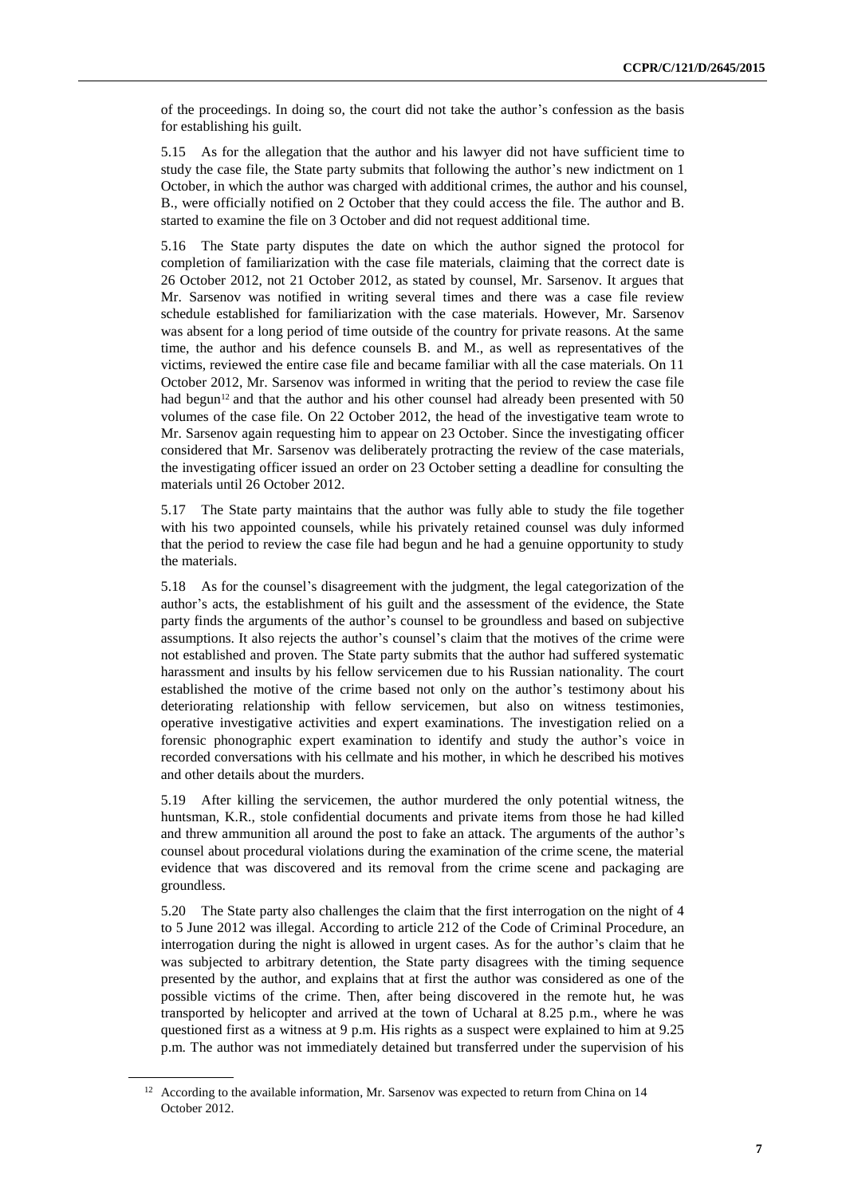of the proceedings. In doing so, the court did not take the author's confession as the basis for establishing his guilt.

5.15 As for the allegation that the author and his lawyer did not have sufficient time to study the case file, the State party submits that following the author's new indictment on 1 October, in which the author was charged with additional crimes, the author and his counsel, B., were officially notified on 2 October that they could access the file. The author and B. started to examine the file on 3 October and did not request additional time.

5.16 The State party disputes the date on which the author signed the protocol for completion of familiarization with the case file materials, claiming that the correct date is 26 October 2012, not 21 October 2012, as stated by counsel, Mr. Sarsenov. It argues that Mr. Sarsenov was notified in writing several times and there was a case file review schedule established for familiarization with the case materials. However, Mr. Sarsenov was absent for a long period of time outside of the country for private reasons. At the same time, the author and his defence counsels B. and M., as well as representatives of the victims, reviewed the entire case file and became familiar with all the case materials. On 11 October 2012, Mr. Sarsenov was informed in writing that the period to review the case file had begun[12] and that the author and his other counsel had already been presented with 50 volumes of the case file. On 22 October 2012, the head of the investigative team wrote to Mr. Sarsenov again requesting him to appear on 23 October. Since the investigating officer considered that Mr. Sarsenov was deliberately protracting the review of the case materials, the investigating officer issued an order on 23 October setting a deadline for consulting the materials until 26 October 2012.

5.17 The State party maintains that the author was fully able to study the file together with his two appointed counsels, while his privately retained counsel was duly informed that the period to review the case file had begun and he had a genuine opportunity to study the materials.

5.18 As for the counsel's disagreement with the judgment, the legal categorization of the author's acts, the establishment of his guilt and the assessment of the evidence, the State party finds the arguments of the author's counsel to be groundless and based on subjective assumptions. It also rejects the author's counsel's claim that the motives of the crime were not established and proven. The State party submits that the author had suffered systematic harassment and insults by his fellow servicemen due to his Russian nationality. The court established the motive of the crime based not only on the author's testimony about his deteriorating relationship with fellow servicemen, but also on witness testimonies, operative investigative activities and expert examinations. The investigation relied on a forensic phonographic expert examination to identify and study the author's voice in recorded conversations with his cellmate and his mother, in which he described his motives and other details about the murders.

5.19 After killing the servicemen, the author murdered the only potential witness, the huntsman, K.R., stole confidential documents and private items from those he had killed and threw ammunition all around the post to fake an attack. The arguments of the author's counsel about procedural violations during the examination of the crime scene, the material evidence that was discovered and its removal from the crime scene and packaging are groundless.

5.20 The State party also challenges the claim that the first interrogation on the night of 4 to 5 June 2012 was illegal. According to article 212 of the Code of Criminal Procedure, an interrogation during the night is allowed in urgent cases. As for the author's claim that he was subjected to arbitrary detention, the State party disagrees with the timing sequence presented by the author, and explains that at first the author was considered as one of the possible victims of the crime. Then, after being discovered in the remote hut, he was transported by helicopter and arrived at the town of Ucharal at 8.25 p.m., where he was questioned first as a witness at 9 p.m. His rights as a suspect were explained to him at 9.25 p.m. The author was not immediately detained but transferred under the supervision of his

[12] According to the available information, Mr. Sarsenov was expected to return from China on 14 October 2012.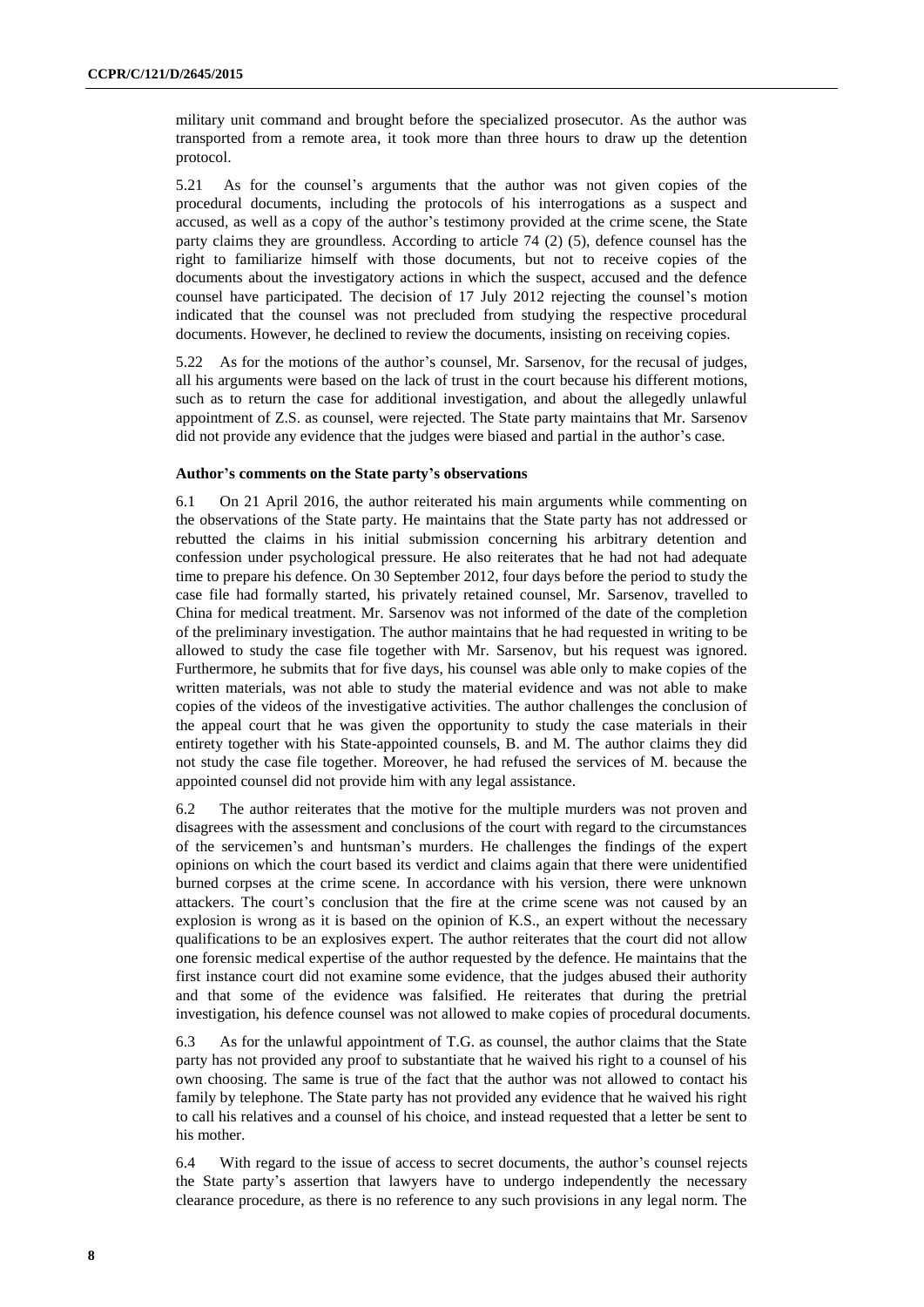military unit command and brought before the specialized prosecutor. As the author was transported from a remote area, it took more than three hours to draw up the detention protocol.

5.21 As for the counsel's arguments that the author was not given copies of the procedural documents, including the protocols of his interrogations as a suspect and accused, as well as a copy of the author's testimony provided at the crime scene, the State party claims they are groundless. According to article 74 (2) (5), defence counsel has the right to familiarize himself with those documents, but not to receive copies of the documents about the investigatory actions in which the suspect, accused and the defence counsel have participated. The decision of 17 July 2012 rejecting the counsel's motion indicated that the counsel was not precluded from studying the respective procedural documents. However, he declined to review the documents, insisting on receiving copies.

5.22 As for the motions of the author's counsel, Mr. Sarsenov, for the recusal of judges, all his arguments were based on the lack of trust in the court because his different motions, such as to return the case for additional investigation, and about the allegedly unlawful appointment of Z.S. as counsel, were rejected. The State party maintains that Mr. Sarsenov did not provide any evidence that the judges were biased and partial in the author's case.

### Author's comments on the State party's observations

6.1 On 21 April 2016, the author reiterated his main arguments while commenting on the observations of the State party. He maintains that the State party has not addressed or rebutted the claims in his initial submission concerning his arbitrary detention and confession under psychological pressure. He also reiterates that he had not had adequate time to prepare his defence. On 30 September 2012, four days before the period to study the case file had formally started, his privately retained counsel, Mr. Sarsenov, travelled to China for medical treatment. Mr. Sarsenov was not informed of the date of the completion of the preliminary investigation. The author maintains that he had requested in writing to be allowed to study the case file together with Mr. Sarsenov, but his request was ignored. Furthermore, he submits that for five days, his counsel was able only to make copies of the written materials, was not able to study the material evidence and was not able to make copies of the videos of the investigative activities. The author challenges the conclusion of the appeal court that he was given the opportunity to study the case materials in their entirety together with his State-appointed counsels, B. and M. The author claims they did not study the case file together. Moreover, he had refused the services of M. because the appointed counsel did not provide him with any legal assistance.

6.2 The author reiterates that the motive for the multiple murders was not proven and disagrees with the assessment and conclusions of the court with regard to the circumstances of the servicemen's and huntsman's murders. He challenges the findings of the expert opinions on which the court based its verdict and claims again that there were unidentified burned corpses at the crime scene. In accordance with his version, there were unknown attackers. The court's conclusion that the fire at the crime scene was not caused by an explosion is wrong as it is based on the opinion of K.S., an expert without the necessary qualifications to be an explosives expert. The author reiterates that the court did not allow one forensic medical expertise of the author requested by the defence. He maintains that the first instance court did not examine some evidence, that the judges abused their authority and that some of the evidence was falsified. He reiterates that during the pretrial investigation, his defence counsel was not allowed to make copies of procedural documents.

6.3 As for the unlawful appointment of T.G. as counsel, the author claims that the State party has not provided any proof to substantiate that he waived his right to a counsel of his own choosing. The same is true of the fact that the author was not allowed to contact his family by telephone. The State party has not provided any evidence that he waived his right to call his relatives and a counsel of his choice, and instead requested that a letter be sent to his mother.

6.4 With regard to the issue of access to secret documents, the author's counsel rejects the State party's assertion that lawyers have to undergo independently the necessary clearance procedure, as there is no reference to any such provisions in any legal norm. The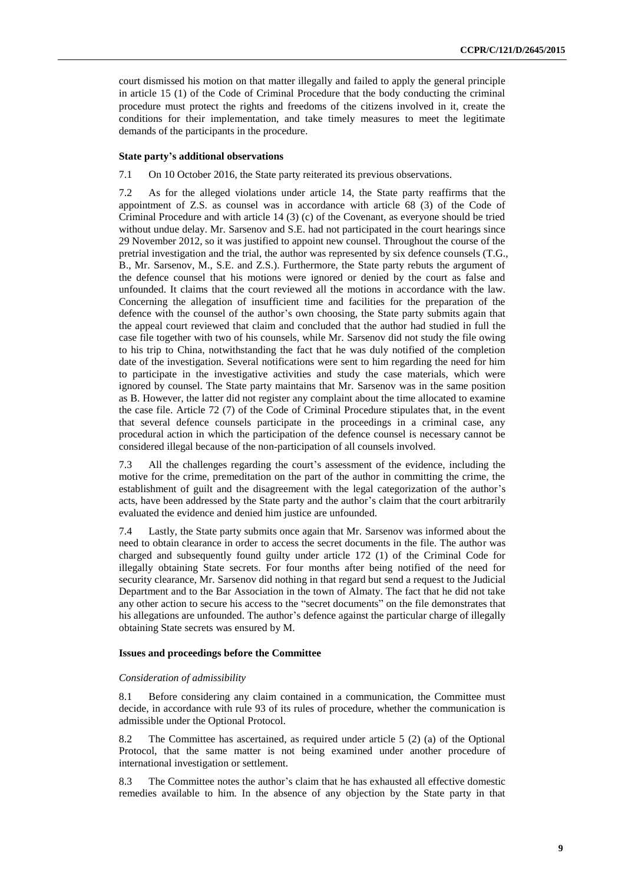court dismissed his motion on that matter illegally and failed to apply the general principle in article 15 (1) of the Code of Criminal Procedure that the body conducting the criminal procedure must protect the rights and freedoms of the citizens involved in it, create the conditions for their implementation, and take timely measures to meet the legitimate demands of the participants in the procedure.

### State party's additional observations

7.1 On 10 October 2016, the State party reiterated its previous observations.

7.2 As for the alleged violations under article 14, the State party reaffirms that the appointment of Z.S. as counsel was in accordance with article 68 (3) of the Code of Criminal Procedure and with article 14 (3) (c) of the Covenant, as everyone should be tried without undue delay. Mr. Sarsenov and S.E. had not participated in the court hearings since 29 November 2012, so it was justified to appoint new counsel. Throughout the course of the pretrial investigation and the trial, the author was represented by six defence counsels (T.G., B., Mr. Sarsenov, M., S.E. and Z.S.). Furthermore, the State party rebuts the argument of the defence counsel that his motions were ignored or denied by the court as false and unfounded. It claims that the court reviewed all the motions in accordance with the law. Concerning the allegation of insufficient time and facilities for the preparation of the defence with the counsel of the author's own choosing, the State party submits again that the appeal court reviewed that claim and concluded that the author had studied in full the case file together with two of his counsels, while Mr. Sarsenov did not study the file owing to his trip to China, notwithstanding the fact that he was duly notified of the completion date of the investigation. Several notifications were sent to him regarding the need for him to participate in the investigative activities and study the case materials, which were ignored by counsel. The State party maintains that Mr. Sarsenov was in the same position as B. However, the latter did not register any complaint about the time allocated to examine the case file. Article 72 (7) of the Code of Criminal Procedure stipulates that, in the event that several defence counsels participate in the proceedings in a criminal case, any procedural action in which the participation of the defence counsel is necessary cannot be considered illegal because of the non-participation of all counsels involved.

7.3 All the challenges regarding the court's assessment of the evidence, including the motive for the crime, premeditation on the part of the author in committing the crime, the establishment of guilt and the disagreement with the legal categorization of the author's acts, have been addressed by the State party and the author's claim that the court arbitrarily evaluated the evidence and denied him justice are unfounded.

7.4 Lastly, the State party submits once again that Mr. Sarsenov was informed about the need to obtain clearance in order to access the secret documents in the file. The author was charged and subsequently found guilty under article 172 (1) of the Criminal Code for illegally obtaining State secrets. For four months after being notified of the need for security clearance, Mr. Sarsenov did nothing in that regard but send a request to the Judicial Department and to the Bar Association in the town of Almaty. The fact that he did not take any other action to secure his access to the "secret documents" on the file demonstrates that his allegations are unfounded. The author's defence against the particular charge of illegally obtaining State secrets was ensured by M.

### Issues and proceedings before the Committee

*Consideration of admissibility*

8.1 Before considering any claim contained in a communication, the Committee must decide, in accordance with rule 93 of its rules of procedure, whether the communication is admissible under the Optional Protocol.

8.2 The Committee has ascertained, as required under article 5 (2) (a) of the Optional Protocol, that the same matter is not being examined under another procedure of international investigation or settlement.

8.3 The Committee notes the author's claim that he has exhausted all effective domestic remedies available to him. In the absence of any objection by the State party in that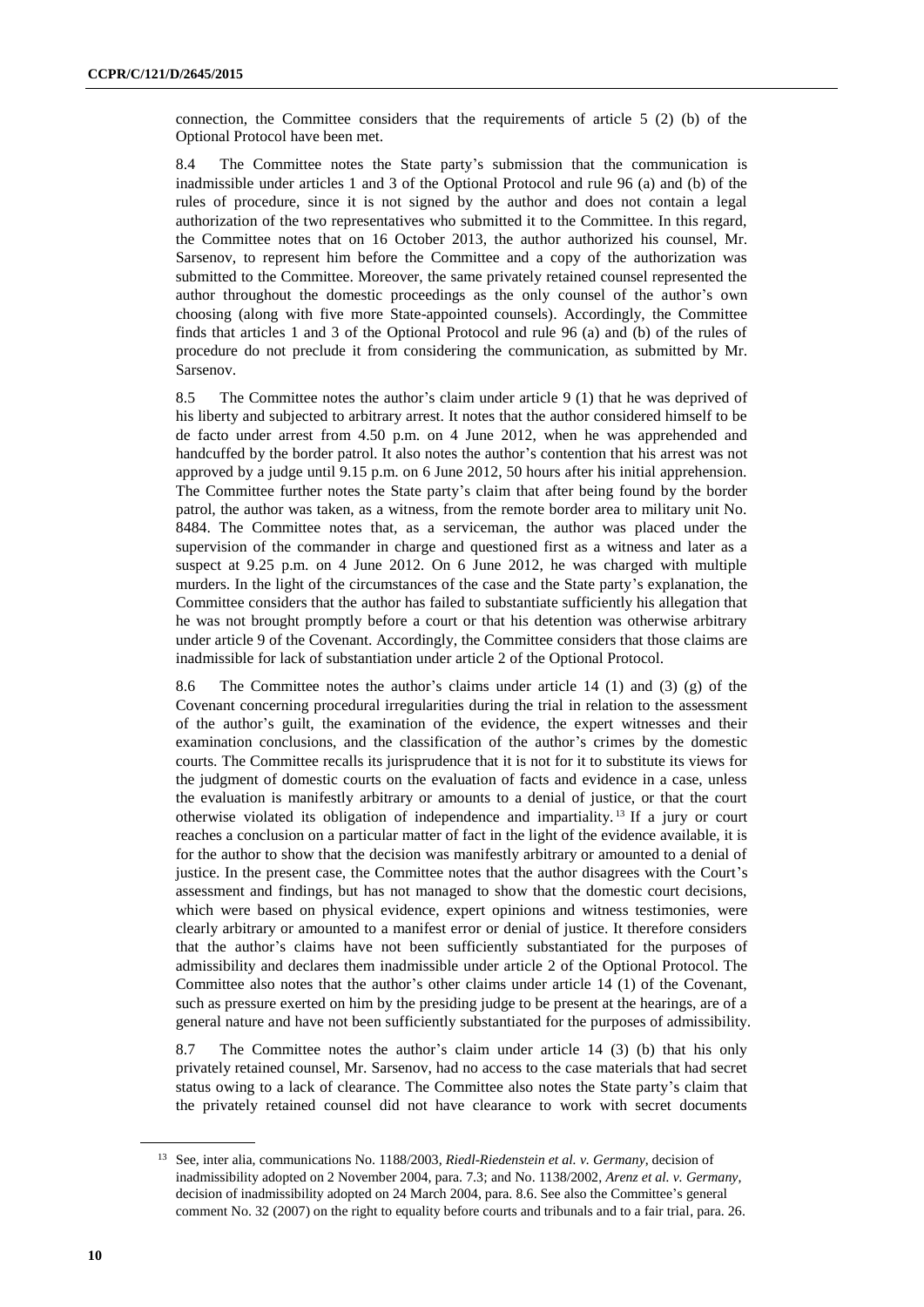connection, the Committee considers that the requirements of article 5 (2) (b) of the Optional Protocol have been met.

8.4 The Committee notes the State party's submission that the communication is inadmissible under articles 1 and 3 of the Optional Protocol and rule 96 (a) and (b) of the rules of procedure, since it is not signed by the author and does not contain a legal authorization of the two representatives who submitted it to the Committee. In this regard, the Committee notes that on 16 October 2013, the author authorized his counsel, Mr. Sarsenov, to represent him before the Committee and a copy of the authorization was submitted to the Committee. Moreover, the same privately retained counsel represented the author throughout the domestic proceedings as the only counsel of the author's own choosing (along with five more State-appointed counsels). Accordingly, the Committee finds that articles 1 and 3 of the Optional Protocol and rule 96 (a) and (b) of the rules of procedure do not preclude it from considering the communication, as submitted by Mr. Sarsenov.

8.5 The Committee notes the author's claim under article 9 (1) that he was deprived of his liberty and subjected to arbitrary arrest. It notes that the author considered himself to be de facto under arrest from 4.50 p.m. on 4 June 2012, when he was apprehended and handcuffed by the border patrol. It also notes the author's contention that his arrest was not approved by a judge until 9.15 p.m. on 6 June 2012, 50 hours after his initial apprehension. The Committee further notes the State party's claim that after being found by the border patrol, the author was taken, as a witness, from the remote border area to military unit No. 8484. The Committee notes that, as a serviceman, the author was placed under the supervision of the commander in charge and questioned first as a witness and later as a suspect at 9.25 p.m. on 4 June 2012. On 6 June 2012, he was charged with multiple murders. In the light of the circumstances of the case and the State party's explanation, the Committee considers that the author has failed to substantiate sufficiently his allegation that he was not brought promptly before a court or that his detention was otherwise arbitrary under article 9 of the Covenant. Accordingly, the Committee considers that those claims are inadmissible for lack of substantiation under article 2 of the Optional Protocol.

8.6 The Committee notes the author's claims under article 14 (1) and (3) (g) of the Covenant concerning procedural irregularities during the trial in relation to the assessment of the author's guilt, the examination of the evidence, the expert witnesses and their examination conclusions, and the classification of the author's crimes by the domestic courts. The Committee recalls its jurisprudence that it is not for it to substitute its views for the judgment of domestic courts on the evaluation of facts and evidence in a case, unless the evaluation is manifestly arbitrary or amounts to a denial of justice, or that the court otherwise violated its obligation of independence and impartiality.[13] If a jury or court reaches a conclusion on a particular matter of fact in the light of the evidence available, it is for the author to show that the decision was manifestly arbitrary or amounted to a denial of justice. In the present case, the Committee notes that the author disagrees with the Court's assessment and findings, but has not managed to show that the domestic court decisions, which were based on physical evidence, expert opinions and witness testimonies, were clearly arbitrary or amounted to a manifest error or denial of justice. It therefore considers that the author's claims have not been sufficiently substantiated for the purposes of admissibility and declares them inadmissible under article 2 of the Optional Protocol. The Committee also notes that the author's other claims under article 14 (1) of the Covenant, such as pressure exerted on him by the presiding judge to be present at the hearings, are of a general nature and have not been sufficiently substantiated for the purposes of admissibility.

8.7 The Committee notes the author's claim under article 14 (3) (b) that his only privately retained counsel, Mr. Sarsenov, had no access to the case materials that had secret status owing to a lack of clearance. The Committee also notes the State party's claim that the privately retained counsel did not have clearance to work with secret documents

---

[13] See, inter alia, communications No. 1188/2003, *Riedl-Riedenstein et al. v. Germany*, decision of inadmissibility adopted on 2 November 2004, para. 7.3; and No. 1138/2002, *Arenz et al. v. Germany*, decision of inadmissibility adopted on 24 March 2004, para. 8.6. See also the Committee's general comment No. 32 (2007) on the right to equality before courts and tribunals and to a fair trial, para. 26.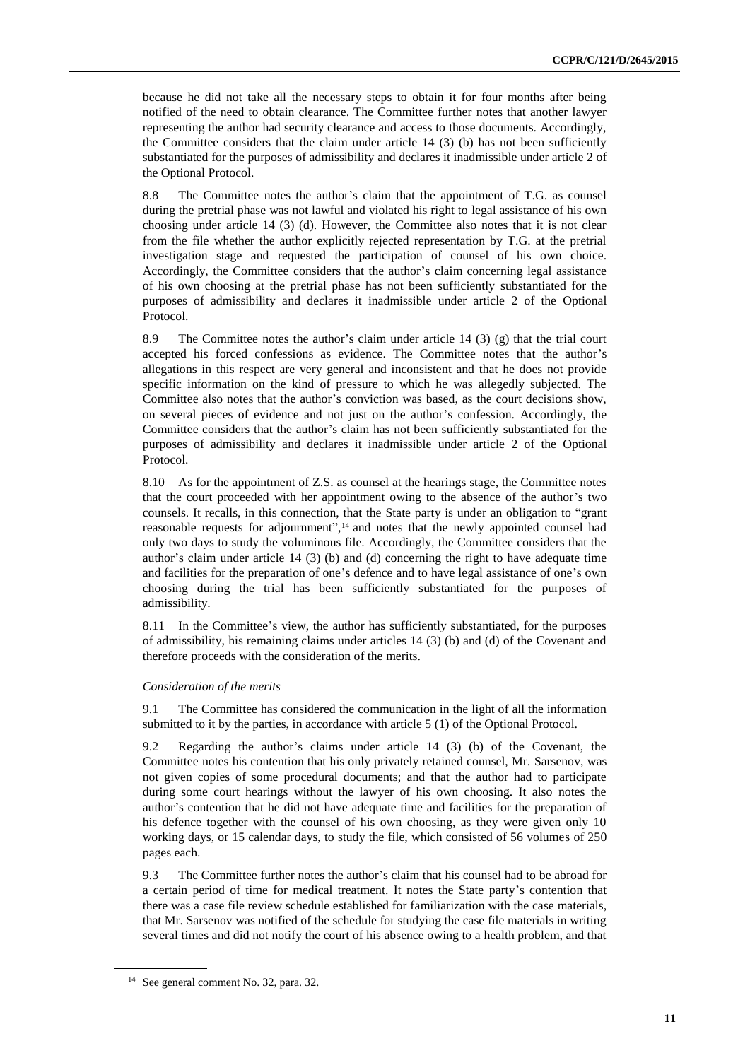because he did not take all the necessary steps to obtain it for four months after being notified of the need to obtain clearance. The Committee further notes that another lawyer representing the author had security clearance and access to those documents. Accordingly, the Committee considers that the claim under article 14 (3) (b) has not been sufficiently substantiated for the purposes of admissibility and declares it inadmissible under article 2 of the Optional Protocol.

8.8 The Committee notes the author's claim that the appointment of T.G. as counsel during the pretrial phase was not lawful and violated his right to legal assistance of his own choosing under article 14 (3) (d). However, the Committee also notes that it is not clear from the file whether the author explicitly rejected representation by T.G. at the pretrial investigation stage and requested the participation of counsel of his own choice. Accordingly, the Committee considers that the author's claim concerning legal assistance of his own choosing at the pretrial phase has not been sufficiently substantiated for the purposes of admissibility and declares it inadmissible under article 2 of the Optional Protocol.

8.9 The Committee notes the author's claim under article 14 (3) (g) that the trial court accepted his forced confessions as evidence. The Committee notes that the author's allegations in this respect are very general and inconsistent and that he does not provide specific information on the kind of pressure to which he was allegedly subjected. The Committee also notes that the author's conviction was based, as the court decisions show, on several pieces of evidence and not just on the author's confession. Accordingly, the Committee considers that the author's claim has not been sufficiently substantiated for the purposes of admissibility and declares it inadmissible under article 2 of the Optional Protocol.

8.10 As for the appointment of Z.S. as counsel at the hearings stage, the Committee notes that the court proceeded with her appointment owing to the absence of the author's two counsels. It recalls, in this connection, that the State party is under an obligation to "grant reasonable requests for adjournment",[14] and notes that the newly appointed counsel had only two days to study the voluminous file. Accordingly, the Committee considers that the author's claim under article 14 (3) (b) and (d) concerning the right to have adequate time and facilities for the preparation of one's defence and to have legal assistance of one's own choosing during the trial has been sufficiently substantiated for the purposes of admissibility.

8.11 In the Committee's view, the author has sufficiently substantiated, for the purposes of admissibility, his remaining claims under articles 14 (3) (b) and (d) of the Covenant and therefore proceeds with the consideration of the merits.

*Consideration of the merits*

9.1 The Committee has considered the communication in the light of all the information submitted to it by the parties, in accordance with article 5 (1) of the Optional Protocol.

9.2 Regarding the author's claims under article 14 (3) (b) of the Covenant, the Committee notes his contention that his only privately retained counsel, Mr. Sarsenov, was not given copies of some procedural documents; and that the author had to participate during some court hearings without the lawyer of his own choosing. It also notes the author's contention that he did not have adequate time and facilities for the preparation of his defence together with the counsel of his own choosing, as they were given only 10 working days, or 15 calendar days, to study the file, which consisted of 56 volumes of 250 pages each.

9.3 The Committee further notes the author's claim that his counsel had to be abroad for a certain period of time for medical treatment. It notes the State party's contention that there was a case file review schedule established for familiarization with the case materials, that Mr. Sarsenov was notified of the schedule for studying the case file materials in writing several times and did not notify the court of his absence owing to a health problem, and that

[14] See general comment No. 32, para. 32.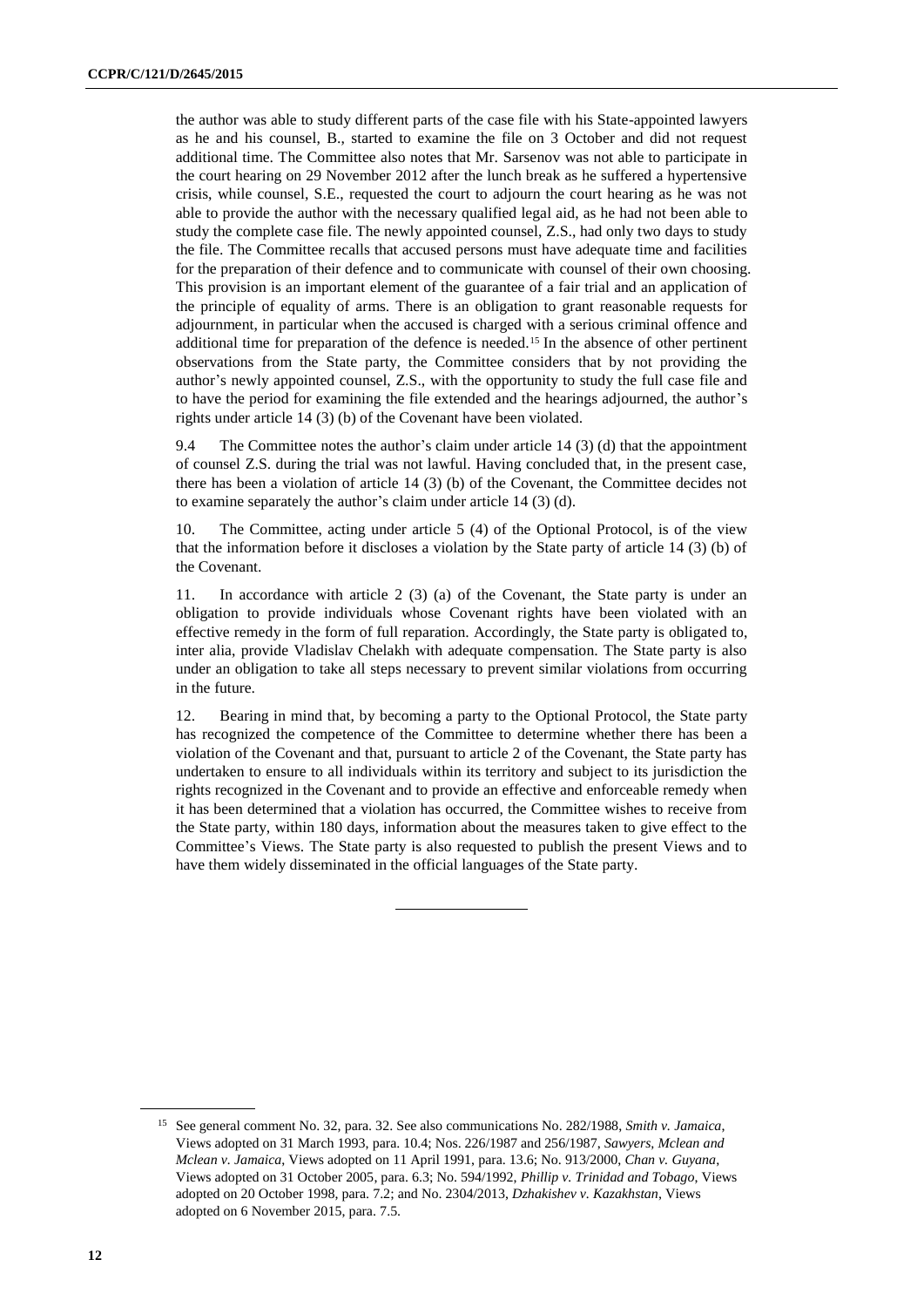the author was able to study different parts of the case file with his State-appointed lawyers as he and his counsel, B., started to examine the file on 3 October and did not request additional time. The Committee also notes that Mr. Sarsenov was not able to participate in the court hearing on 29 November 2012 after the lunch break as he suffered a hypertensive crisis, while counsel, S.E., requested the court to adjourn the court hearing as he was not able to provide the author with the necessary qualified legal aid, as he had not been able to study the complete case file. The newly appointed counsel, Z.S., had only two days to study the file. The Committee recalls that accused persons must have adequate time and facilities for the preparation of their defence and to communicate with counsel of their own choosing. This provision is an important element of the guarantee of a fair trial and an application of the principle of equality of arms. There is an obligation to grant reasonable requests for adjournment, in particular when the accused is charged with a serious criminal offence and additional time for preparation of the defence is needed.[15] In the absence of other pertinent observations from the State party, the Committee considers that by not providing the author's newly appointed counsel, Z.S., with the opportunity to study the full case file and to have the period for examining the file extended and the hearings adjourned, the author's rights under article 14 (3) (b) of the Covenant have been violated.

9.4 The Committee notes the author's claim under article 14 (3) (d) that the appointment of counsel Z.S. during the trial was not lawful. Having concluded that, in the present case, there has been a violation of article 14 (3) (b) of the Covenant, the Committee decides not to examine separately the author's claim under article 14 (3) (d).

10. The Committee, acting under article 5 (4) of the Optional Protocol, is of the view that the information before it discloses a violation by the State party of article 14 (3) (b) of the Covenant.

11. In accordance with article 2 (3) (a) of the Covenant, the State party is under an obligation to provide individuals whose Covenant rights have been violated with an effective remedy in the form of full reparation. Accordingly, the State party is obligated to, inter alia, provide Vladislav Chelakh with adequate compensation. The State party is also under an obligation to take all steps necessary to prevent similar violations from occurring in the future.

12. Bearing in mind that, by becoming a party to the Optional Protocol, the State party has recognized the competence of the Committee to determine whether there has been a violation of the Covenant and that, pursuant to article 2 of the Covenant, the State party has undertaken to ensure to all individuals within its territory and subject to its jurisdiction the rights recognized in the Covenant and to provide an effective and enforceable remedy when it has been determined that a violation has occurred, the Committee wishes to receive from the State party, within 180 days, information about the measures taken to give effect to the Committee's Views. The State party is also requested to publish the present Views and to have them widely disseminated in the official languages of the State party.

---

[15] See general comment No. 32, para. 32. See also communications No. 282/1988, *Smith v. Jamaica*, Views adopted on 31 March 1993, para. 10.4; Nos. 226/1987 and 256/1987, *Sawyers, Mclean and Mclean v. Jamaica*, Views adopted on 11 April 1991, para. 13.6; No. 913/2000, *Chan v. Guyana*, Views adopted on 31 October 2005, para. 6.3; No. 594/1992, *Phillip v. Trinidad and Tobago*, Views adopted on 20 October 1998, para. 7.2; and No. 2304/2013, *Dzhakishev v. Kazakhstan*, Views adopted on 6 November 2015, para. 7.5.